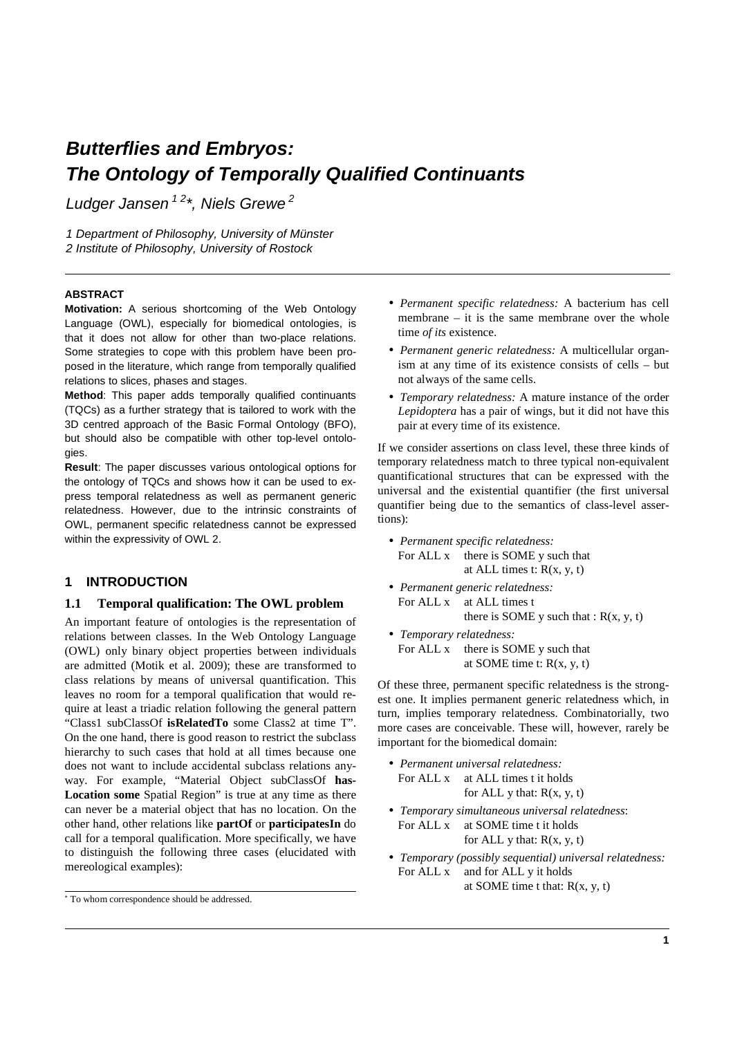# Butterflies and Embryos: The Ontology of Temporally Qualified Continuants

*Ludger Jansen [1 2]\*, Niels Grewe [2]*

*1 Department of Philosophy, University of Münster*
*2 Institute of Philosophy, University of Rostock*

---

**ABSTRACT**

**Motivation:** A serious shortcoming of the Web Ontology Language (OWL), especially for biomedical ontologies, is that it does not allow for other than two-place relations. Some strategies to cope with this problem have been proposed in the literature, which range from temporally qualified relations to slices, phases and stages.

**Method**: This paper adds temporally qualified continuants (TQCs) as a further strategy that is tailored to work with the 3D centred approach of the Basic Formal Ontology (BFO), but should also be compatible with other top-level ontologies.

**Result**: The paper discusses various ontological options for the ontology of TQCs and shows how it can be used to express temporal relatedness as well as permanent generic relatedness. However, due to the intrinsic constraints of OWL, permanent specific relatedness cannot be expressed within the expressivity of OWL 2.

## 1 INTRODUCTION

### 1.1 Temporal qualification: The OWL problem

An important feature of ontologies is the representation of relations between classes. In the Web Ontology Language (OWL) only binary object properties between individuals are admitted (Motik et al. 2009); these are transformed to class relations by means of universal quantification. This leaves no room for a temporal qualification that would require at least a triadic relation following the general pattern "Class1 subClassOf **isRelatedTo** some Class2 at time T". On the one hand, there is good reason to restrict the subclass hierarchy to such cases that hold at all times because one does not want to include accidental subclass relations anyway. For example, "Material Object subClassOf **hasLocation some** Spatial Region" is true at any time as there can never be a material object that has no location. On the other hand, other relations like **partOf** or **participatesIn** do call for a temporal qualification. More specifically, we have to distinguish the following three cases (elucidated with mereological examples):

- *Permanent specific relatedness:* A bacterium has cell membrane – it is the same membrane over the whole time *of its* existence.
- *Permanent generic relatedness:* A multicellular organism at any time of its existence consists of cells – but not always of the same cells.
- *Temporary relatedness:* A mature instance of the order *Lepidoptera* has a pair of wings, but it did not have this pair at every time of its existence.

If we consider assertions on class level, these three kinds of temporary relatedness match to three typical non-equivalent quantificational structures that can be expressed with the universal and the existential quantifier (the first universal quantifier being due to the semantics of class-level assertions):

- *Permanent specific relatedness:*
  For ALL x there is SOME y such that
  at ALL times t: R(x, y, t)
- *Permanent generic relatedness:*
  For ALL x at ALL times t
  there is SOME y such that : R(x, y, t)
- *Temporary relatedness:*
  For ALL x there is SOME y such that
  at SOME time t: R(x, y, t)

Of these three, permanent specific relatedness is the strongest one. It implies permanent generic relatedness which, in turn, implies temporary relatedness. Combinatorially, two more cases are conceivable. These will, however, rarely be important for the biomedical domain:

- *Permanent universal relatedness:*
  For ALL x at ALL times t it holds
  for ALL y that: R(x, y, t)
- *Temporary simultaneous universal relatedness*:
  For ALL x at SOME time t it holds
  for ALL y that: R(x, y, t)
- *Temporary (possibly sequential) universal relatedness:*
  For ALL x and for ALL y it holds
  at SOME time t that: R(x, y, t)

\* To whom correspondence should be addressed.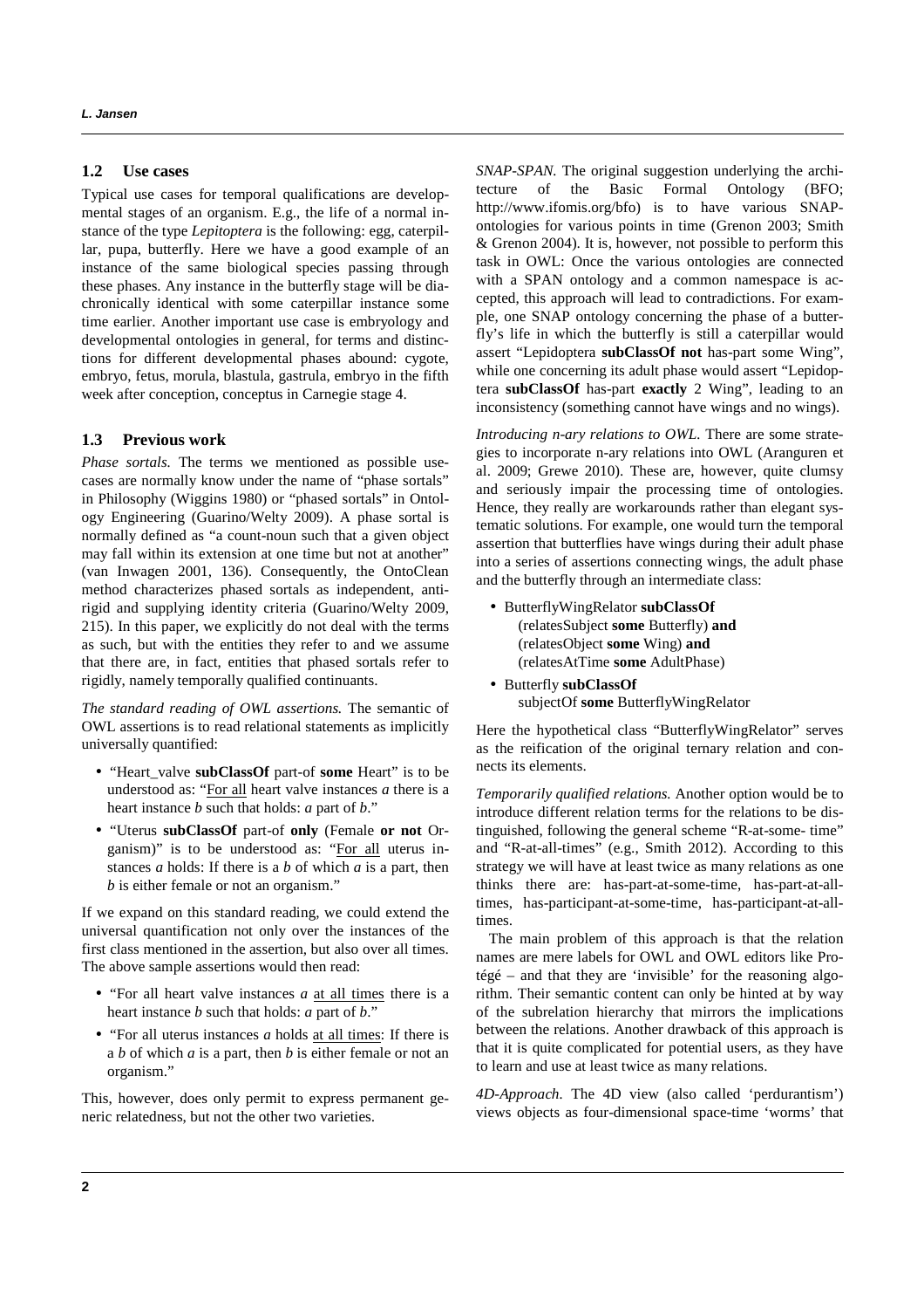## 1.2 Use cases

Typical use cases for temporal qualifications are developmental stages of an organism. E.g., the life of a normal instance of the type *Lepitoptera* is the following: egg, caterpillar, pupa, butterfly. Here we have a good example of an instance of the same biological species passing through these phases. Any instance in the butterfly stage will be diachronically identical with some caterpillar instance some time earlier. Another important use case is embryology and developmental ontologies in general, for terms and distinctions for different developmental phases abound: cygote, embryo, fetus, morula, blastula, gastrula, embryo in the fifth week after conception, conceptus in Carnegie stage 4.

## 1.3 Previous work

*Phase sortals.* The terms we mentioned as possible use-cases are normally know under the name of "phase sortals" in Philosophy (Wiggins 1980) or "phased sortals" in Ontology Engineering (Guarino/Welty 2009). A phase sortal is normally defined as "a count-noun such that a given object may fall within its extension at one time but not at another" (van Inwagen 2001, 136). Consequently, the OntoClean method characterizes phased sortals as independent, anti-rigid and supplying identity criteria (Guarino/Welty 2009, 215). In this paper, we explicitly do not deal with the terms as such, but with the entities they refer to and we assume that there are, in fact, entities that phased sortals refer to rigidly, namely temporally qualified continuants.

*The standard reading of OWL assertions.* The semantic of OWL assertions is to read relational statements as implicitly universally quantified:

- "Heart_valve **subClassOf** part-of **some** Heart" is to be understood as: "For all heart valve instances *a* there is a heart instance *b* such that holds: *a* part of *b*."
- "Uterus **subClassOf** part-of **only** (Female **or not** Organism)" is to be understood as: "For all uterus instances *a* holds: If there is a *b* of which *a* is a part, then *b* is either female or not an organism."

If we expand on this standard reading, we could extend the universal quantification not only over the instances of the first class mentioned in the assertion, but also over all times. The above sample assertions would then read:

- "For all heart valve instances *a* at all times there is a heart instance *b* such that holds: *a* part of *b*."
- "For all uterus instances *a* holds at all times: If there is a *b* of which *a* is a part, then *b* is either female or not an organism."

This, however, does only permit to express permanent generic relatedness, but not the other two varieties.

*SNAP-SPAN.* The original suggestion underlying the architecture of the Basic Formal Ontology (BFO; http://www.ifomis.org/bfo) is to have various SNAP-ontologies for various points in time (Grenon 2003; Smith & Grenon 2004). It is, however, not possible to perform this task in OWL: Once the various ontologies are connected with a SPAN ontology and a common namespace is accepted, this approach will lead to contradictions. For example, one SNAP ontology concerning the phase of a butterfly's life in which the butterfly is still a caterpillar would assert "Lepidoptera **subClassOf not** has-part some Wing", while one concerning its adult phase would assert "Lepidoptera **subClassOf** has-part **exactly** 2 Wing", leading to an inconsistency (something cannot have wings and no wings).

*Introducing n-ary relations to OWL.* There are some strategies to incorporate n-ary relations into OWL (Aranguren et al. 2009; Grewe 2010). These are, however, quite clumsy and seriously impair the processing time of ontologies. Hence, they really are workarounds rather than elegant systematic solutions. For example, one would turn the temporal assertion that butterflies have wings during their adult phase into a series of assertions connecting wings, the adult phase and the butterfly through an intermediate class:

- ButterflyWingRelator **subClassOf**
  (relatesSubject **some** Butterfly) **and**
  (relatesObject **some** Wing) **and**
  (relatesAtTime **some** AdultPhase)
- Butterfly **subClassOf**
  subjectOf **some** ButterflyWingRelator

Here the hypothetical class "ButterflyWingRelator" serves as the reification of the original ternary relation and connects its elements.

*Temporarily qualified relations.* Another option would be to introduce different relation terms for the relations to be distinguished, following the general scheme "R-at-some- time" and "R-at-all-times" (e.g., Smith 2012). According to this strategy we will have at least twice as many relations as one thinks there are: has-part-at-some-time, has-part-at-all-times, has-participant-at-some-time, has-participant-at-all-times.

The main problem of this approach is that the relation names are mere labels for OWL and OWL editors like Protégé – and that they are 'invisible' for the reasoning algorithm. Their semantic content can only be hinted at by way of the subrelation hierarchy that mirrors the implications between the relations. Another drawback of this approach is that it is quite complicated for potential users, as they have to learn and use at least twice as many relations.

*4D-Approach.* The 4D view (also called 'perdurantism') views objects as four-dimensional space-time 'worms' that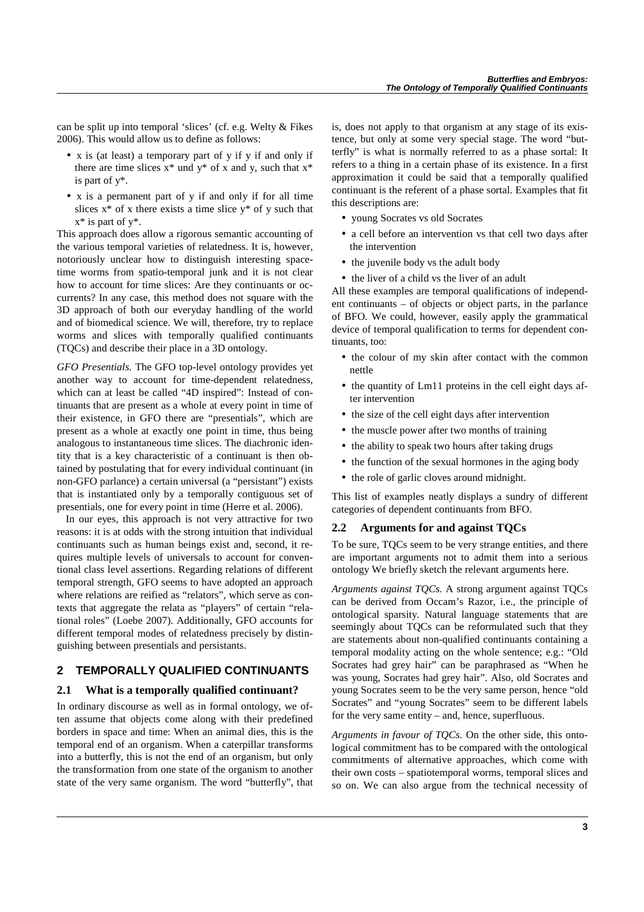can be split up into temporal 'slices' (cf. e.g. Welty & Fikes 2006). This would allow us to define as follows:

- x is (at least) a temporary part of y if y if and only if there are time slices x* und y* of x and y, such that x* is part of y*.
- x is a permanent part of y if and only if for all time slices x* of x there exists a time slice y* of y such that x* is part of y*.

This approach does allow a rigorous semantic accounting of the various temporal varieties of relatedness. It is, however, notoriously unclear how to distinguish interesting space-time worms from spatio-temporal junk and it is not clear how to account for time slices: Are they continuants or occurrents? In any case, this method does not square with the 3D approach of both our everyday handling of the world and of biomedical science. We will, therefore, try to replace worms and slices with temporally qualified continuants (TQCs) and describe their place in a 3D ontology.

*GFO Presentials.* The GFO top-level ontology provides yet another way to account for time-dependent relatedness, which can at least be called "4D inspired": Instead of continuants that are present as a whole at every point in time of their existence, in GFO there are "presentials", which are present as a whole at exactly one point in time, thus being analogous to instantaneous time slices. The diachronic identity that is a key characteristic of a continuant is then obtained by postulating that for every individual continuant (in non-GFO parlance) a certain universal (a "persistant") exists that is instantiated only by a temporally contiguous set of presentials, one for every point in time (Herre et al. 2006).

In our eyes, this approach is not very attractive for two reasons: it is at odds with the strong intuition that individual continuants such as human beings exist and, second, it requires multiple levels of universals to account for conventional class level assertions. Regarding relations of different temporal strength, GFO seems to have adopted an approach where relations are reified as "relators", which serve as contexts that aggregate the relata as "players" of certain "relational roles" (Loebe 2007). Additionally, GFO accounts for different temporal modes of relatedness precisely by distinguishing between presentials and persistants.

## 2 TEMPORALLY QUALIFIED CONTINUANTS

### 2.1 What is a temporally qualified continuant?

In ordinary discourse as well as in formal ontology, we often assume that objects come along with their predefined borders in space and time: When an animal dies, this is the temporal end of an organism. When a caterpillar transforms into a butterfly, this is not the end of an organism, but only the transformation from one state of the organism to another state of the very same organism. The word "butterfly", that is, does not apply to that organism at any stage of its existence, but only at some very special stage. The word "butterfly" is what is normally referred to as a phase sortal: It refers to a thing in a certain phase of its existence. In a first approximation it could be said that a temporally qualified continuant is the referent of a phase sortal. Examples that fit this descriptions are:

- young Socrates vs old Socrates
- a cell before an intervention vs that cell two days after the intervention
- the juvenile body vs the adult body
- the liver of a child vs the liver of an adult

All these examples are temporal qualifications of independent continuants – of objects or object parts, in the parlance of BFO. We could, however, easily apply the grammatical device of temporal qualification to terms for dependent continuants, too:

- the colour of my skin after contact with the common nettle
- the quantity of Lm11 proteins in the cell eight days after intervention
- the size of the cell eight days after intervention
- the muscle power after two months of training
- the ability to speak two hours after taking drugs
- the function of the sexual hormones in the aging body
- the role of garlic cloves around midnight.

This list of examples neatly displays a sundry of different categories of dependent continuants from BFO.

### 2.2 Arguments for and against TQCs

To be sure, TQCs seem to be very strange entities, and there are important arguments not to admit them into a serious ontology We briefly sketch the relevant arguments here.

*Arguments against TQCs.* A strong argument against TQCs can be derived from Occam's Razor, i.e., the principle of ontological sparsity. Natural language statements that are seemingly about TQCs can be reformulated such that they are statements about non-qualified continuants containing a temporal modality acting on the whole sentence; e.g.: "Old Socrates had grey hair" can be paraphrased as "When he was young, Socrates had grey hair". Also, old Socrates and young Socrates seem to be the very same person, hence "old Socrates" and "young Socrates" seem to be different labels for the very same entity – and, hence, superfluous.

*Arguments in favour of TQCs.* On the other side, this ontological commitment has to be compared with the ontological commitments of alternative approaches, which come with their own costs – spatiotemporal worms, temporal slices and so on. We can also argue from the technical necessity of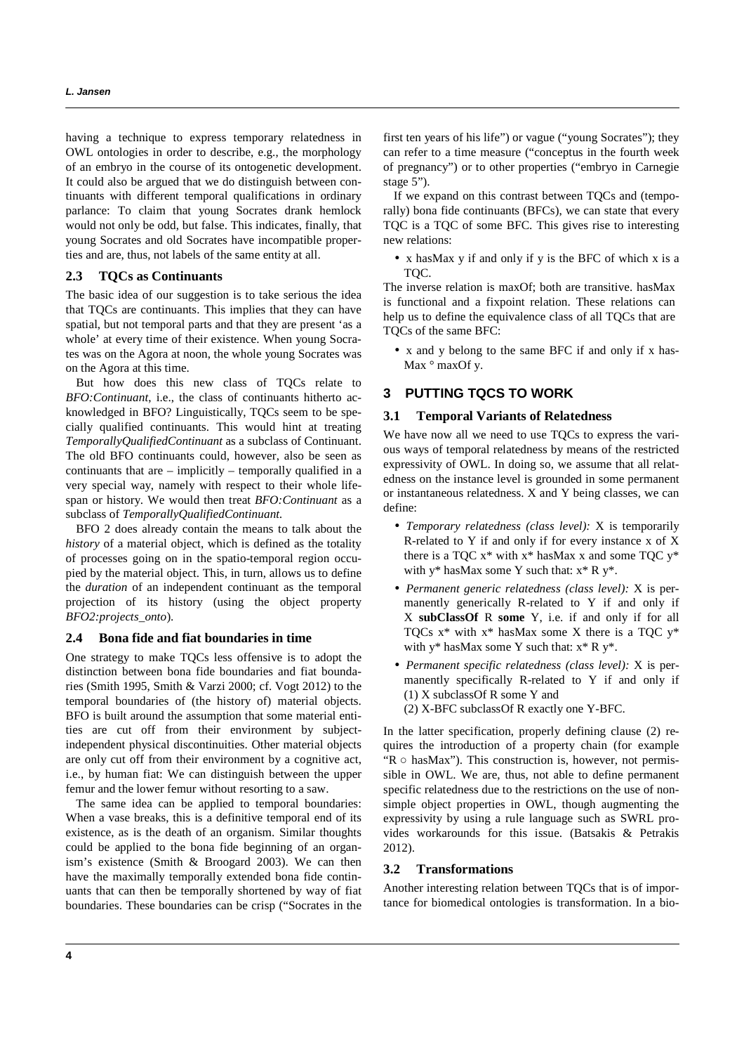having a technique to express temporary relatedness in OWL ontologies in order to describe, e.g., the morphology of an embryo in the course of its ontogenetic development. It could also be argued that we do distinguish between continuants with different temporal qualifications in ordinary parlance: To claim that young Socrates drank hemlock would not only be odd, but false. This indicates, finally, that young Socrates and old Socrates have incompatible properties and are, thus, not labels of the same entity at all.

### 2.3 TQCs as Continuants

The basic idea of our suggestion is to take serious the idea that TQCs are continuants. This implies that they can have spatial, but not temporal parts and that they are present 'as a whole' at every time of their existence. When young Socrates was on the Agora at noon, the whole young Socrates was on the Agora at this time.

But how does this new class of TQCs relate to *BFO:Continuant*, i.e., the class of continuants hitherto acknowledged in BFO? Linguistically, TQCs seem to be specially qualified continuants. This would hint at treating *TemporallyQualifiedContinuant* as a subclass of Continuant. The old BFO continuants could, however, also be seen as continuants that are – implicitly – temporally qualified in a very special way, namely with respect to their whole lifespan or history. We would then treat *BFO:Continuant* as a subclass of *TemporallyQualifiedContinuant*.

BFO 2 does already contain the means to talk about the *history* of a material object, which is defined as the totality of processes going on in the spatio-temporal region occupied by the material object. This, in turn, allows us to define the *duration* of an independent continuant as the temporal projection of its history (using the object property *BFO2:projects_onto*).

### 2.4 Bona fide and fiat boundaries in time

One strategy to make TQCs less offensive is to adopt the distinction between bona fide boundaries and fiat boundaries (Smith 1995, Smith & Varzi 2000; cf. Vogt 2012) to the temporal boundaries of (the history of) material objects. BFO is built around the assumption that some material entities are cut off from their environment by subject-independent physical discontinuities. Other material objects are only cut off from their environment by a cognitive act, i.e., by human fiat: We can distinguish between the upper femur and the lower femur without resorting to a saw.

The same idea can be applied to temporal boundaries: When a vase breaks, this is a definitive temporal end of its existence, as is the death of an organism. Similar thoughts could be applied to the bona fide beginning of an organism's existence (Smith & Broogard 2003). We can then have the maximally temporally extended bona fide continuants that can then be temporally shortened by way of fiat boundaries. These boundaries can be crisp ("Socrates in the first ten years of his life") or vague ("young Socrates"); they can refer to a time measure ("conceptus in the fourth week of pregnancy") or to other properties ("embryo in Carnegie stage 5").

If we expand on this contrast between TQCs and (temporally) bona fide continuants (BFCs), we can state that every TQC is a TQC of some BFC. This gives rise to interesting new relations:

- x hasMax y if and only if y is the BFC of which x is a TQC.

The inverse relation is maxOf; both are transitive. hasMax is functional and a fixpoint relation. These relations can help us to define the equivalence class of all TQCs that are TQCs of the same BFC:

- x and y belong to the same BFC if and only if x hasMax ° maxOf y.

## 3 PUTTING TQCS TO WORK

### 3.1 Temporal Variants of Relatedness

We have now all we need to use TQCs to express the various ways of temporal relatedness by means of the restricted expressivity of OWL. In doing so, we assume that all relatedness on the instance level is grounded in some permanent or instantaneous relatedness. X and Y being classes, we can define:

- *Temporary relatedness (class level):* X is temporarily R-related to Y if and only if for every instance x of X there is a TQC x* with x* hasMax x and some TQC y* with y* hasMax some Y such that: x* R y*.
- *Permanent generic relatedness (class level):* X is permanently generically R-related to Y if and only if X **subClassOf** R **some** Y, i.e. if and only if for all TQCs x* with x* hasMax some X there is a TQC y* with y* hasMax some Y such that: x* R y*.
- *Permanent specific relatedness (class level):* X is permanently specifically R-related to Y if and only if
  (1) X subclassOf R some Y and
  (2) X-BFC subclassOf R exactly one Y-BFC.

In the latter specification, properly defining clause (2) requires the introduction of a property chain (for example "R ○ hasMax"). This construction is, however, not permissible in OWL. We are, thus, not able to define permanent specific relatedness due to the restrictions on the use of non-simple object properties in OWL, though augmenting the expressivity by using a rule language such as SWRL provides workarounds for this issue. (Batsakis & Petrakis 2012).

### 3.2 Transformations

Another interesting relation between TQCs that is of importance for biomedical ontologies is transformation. In a bio-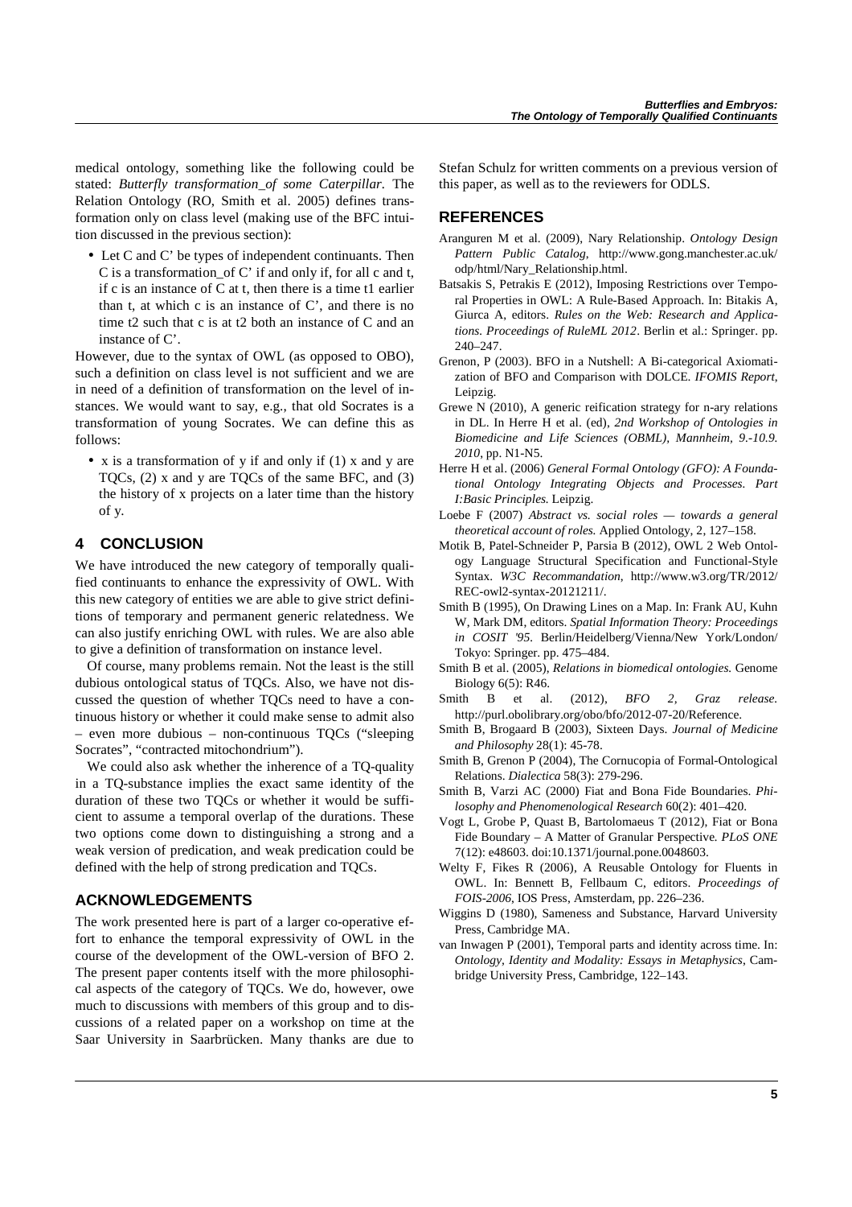medical ontology, something like the following could be stated: *Butterfly transformation_of some Caterpillar*. The Relation Ontology (RO, Smith et al. 2005) defines transformation only on class level (making use of the BFC intuition discussed in the previous section):

- Let C and C' be types of independent continuants. Then C is a transformation_of C' if and only if, for all c and t, if c is an instance of C at t, then there is a time t1 earlier than t, at which c is an instance of C', and there is no time t2 such that c is at t2 both an instance of C and an instance of C'.

However, due to the syntax of OWL (as opposed to OBO), such a definition on class level is not sufficient and we are in need of a definition of transformation on the level of instances. We would want to say, e.g., that old Socrates is a transformation of young Socrates. We can define this as follows:

- x is a transformation of y if and only if (1) x and y are TQCs, (2) x and y are TQCs of the same BFC, and (3) the history of x projects on a later time than the history of y.

## 4 CONCLUSION

We have introduced the new category of temporally qualified continuants to enhance the expressivity of OWL. With this new category of entities we are able to give strict definitions of temporary and permanent generic relatedness. We can also justify enriching OWL with rules. We are also able to give a definition of transformation on instance level.

Of course, many problems remain. Not the least is the still dubious ontological status of TQCs. Also, we have not discussed the question of whether TQCs need to have a continuous history or whether it could make sense to admit also – even more dubious – non-continuous TQCs ("sleeping Socrates", "contracted mitochondrium").

We could also ask whether the inherence of a TQ-quality in a TQ-substance implies the exact same identity of the duration of these two TQCs or whether it would be sufficient to assume a temporal overlap of the durations. These two options come down to distinguishing a strong and a weak version of predication, and weak predication could be defined with the help of strong predication and TQCs.

## ACKNOWLEDGEMENTS

The work presented here is part of a larger co-operative effort to enhance the temporal expressivity of OWL in the course of the development of the OWL-version of BFO 2. The present paper contents itself with the more philosophical aspects of the category of TQCs. We do, however, owe much to discussions with members of this group and to discussions of a related paper on a workshop on time at the Saar University in Saarbrücken. Many thanks are due to Stefan Schulz for written comments on a previous version of this paper, as well as to the reviewers for ODLS.

## REFERENCES

Aranguren M et al. (2009), Nary Relationship. *Ontology Design Pattern Public Catalog*, http://www.gong.manchester.ac.uk/odp/html/Nary_Relationship.html.

Batsakis S, Petrakis E (2012), Imposing Restrictions over Temporal Properties in OWL: A Rule-Based Approach. In: Bitakis A, Giurca A, editors. *Rules on the Web: Research and Applications. Proceedings of RuleML 2012*. Berlin et al.: Springer. pp. 240–247.

Grenon, P (2003). BFO in a Nutshell: A Bi-categorical Axiomatization of BFO and Comparison with DOLCE. *IFOMIS Report*, Leipzig.

Grewe N (2010), A generic reification strategy for n-ary relations in DL. In Herre H et al. (ed), *2nd Workshop of Ontologies in Biomedicine and Life Sciences (OBML), Mannheim, 9.-10.9. 2010*, pp. N1-N5.

Herre H et al. (2006) *General Formal Ontology (GFO): A Foundational Ontology Integrating Objects and Processes. Part I:Basic Principles.* Leipzig.

Loebe F (2007) *Abstract vs. social roles — towards a general theoretical account of roles.* Applied Ontology, 2, 127–158.

Motik B, Patel-Schneider P, Parsia B (2012), OWL 2 Web Ontology Language Structural Specification and Functional-Style Syntax. *W3C Recommandation*, http://www.w3.org/TR/2012/REC-owl2-syntax-20121211/.

Smith B (1995), On Drawing Lines on a Map. In: Frank AU, Kuhn W, Mark DM, editors. *Spatial Information Theory: Proceedings in COSIT '95*. Berlin/Heidelberg/Vienna/New York/London/Tokyo: Springer. pp. 475–484.

Smith B et al. (2005), *Relations in biomedical ontologies.* Genome Biology 6(5): R46.

Smith B et al. (2012), *BFO 2, Graz release.* http://purl.obolibrary.org/obo/bfo/2012-07-20/Reference.

Smith B, Brogaard B (2003), Sixteen Days. *Journal of Medicine and Philosophy* 28(1): 45-78.

Smith B, Grenon P (2004), The Cornucopia of Formal-Ontological Relations. *Dialectica* 58(3): 279-296.

Smith B, Varzi AC (2000) Fiat and Bona Fide Boundaries. *Philosophy and Phenomenological Research* 60(2): 401–420.

Vogt L, Grobe P, Quast B, Bartolomaeus T (2012), Fiat or Bona Fide Boundary – A Matter of Granular Perspective. *PLoS ONE* 7(12): e48603. doi:10.1371/journal.pone.0048603.

Welty F, Fikes R (2006), A Reusable Ontology for Fluents in OWL. In: Bennett B, Fellbaum C, editors. *Proceedings of FOIS-2006*, IOS Press, Amsterdam, pp. 226–236.

Wiggins D (1980), Sameness and Substance, Harvard University Press, Cambridge MA.

van Inwagen P (2001), Temporal parts and identity across time. In: *Ontology, Identity and Modality: Essays in Metaphysics*, Cambridge University Press, Cambridge, 122–143.